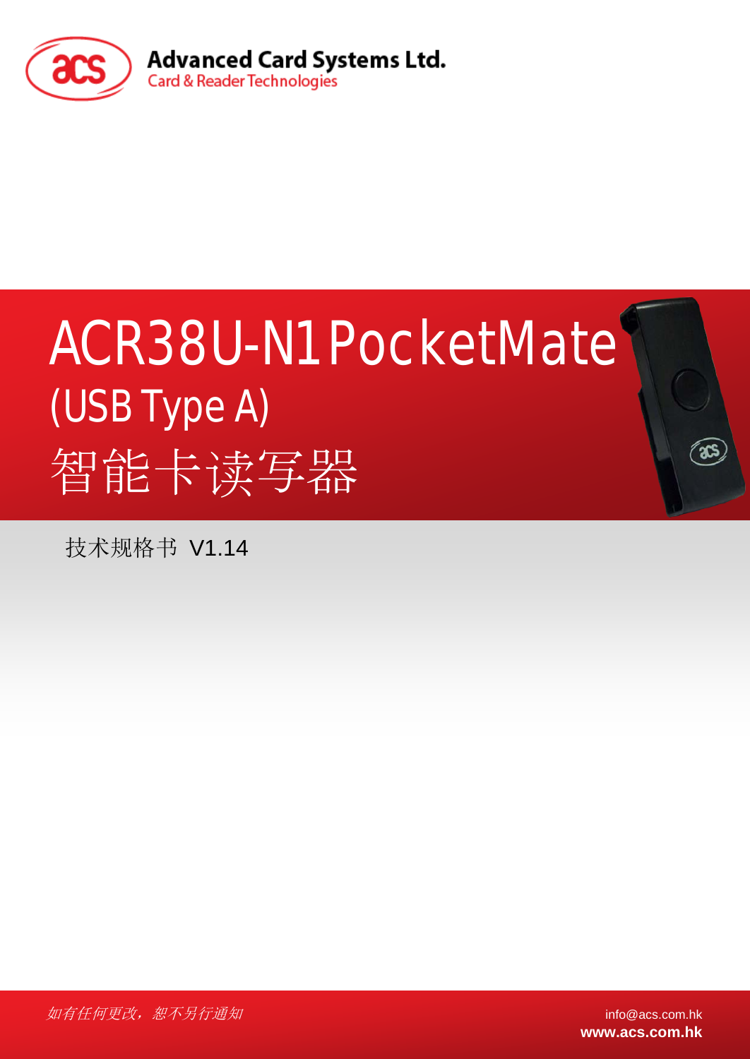Advanced Card Systems Ltd.

Card & Reader Technologies

# ACR38U-N1 PocketMate (USB Type A) 智能卡读写器

技术规格书 V1.14

*如有任何更改，恕不另行通知*

info@acs.com.hk

**www.acs.com.hk**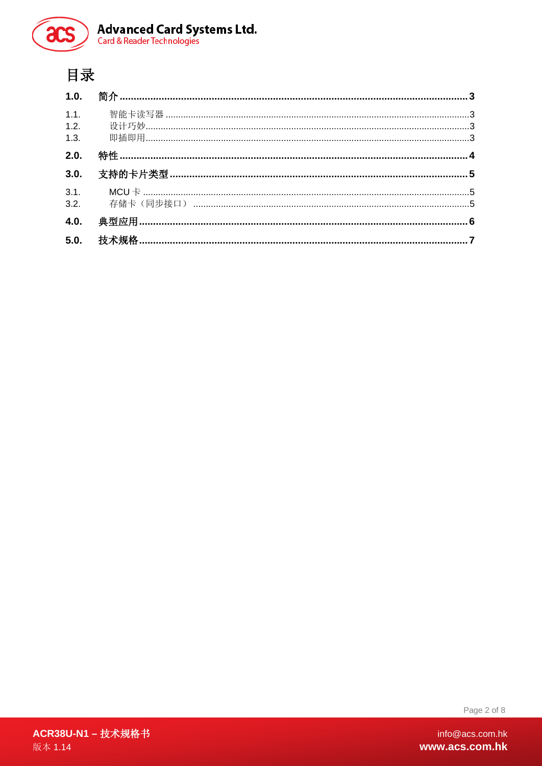# 目录

**1.0. 简介 ..... 3**

1.1. 智能卡读写器 ..... 3
1.2. 设计巧妙 ..... 3
1.3. 即插即用 ..... 3

**2.0. 特性 ..... 4**

**3.0. 支持的卡片类型 ..... 5**

3.1. MCU 卡 ..... 5
3.2. 存储卡（同步接口） ..... 5

**4.0. 典型应用 ..... 6**

**5.0. 技术规格 ..... 7**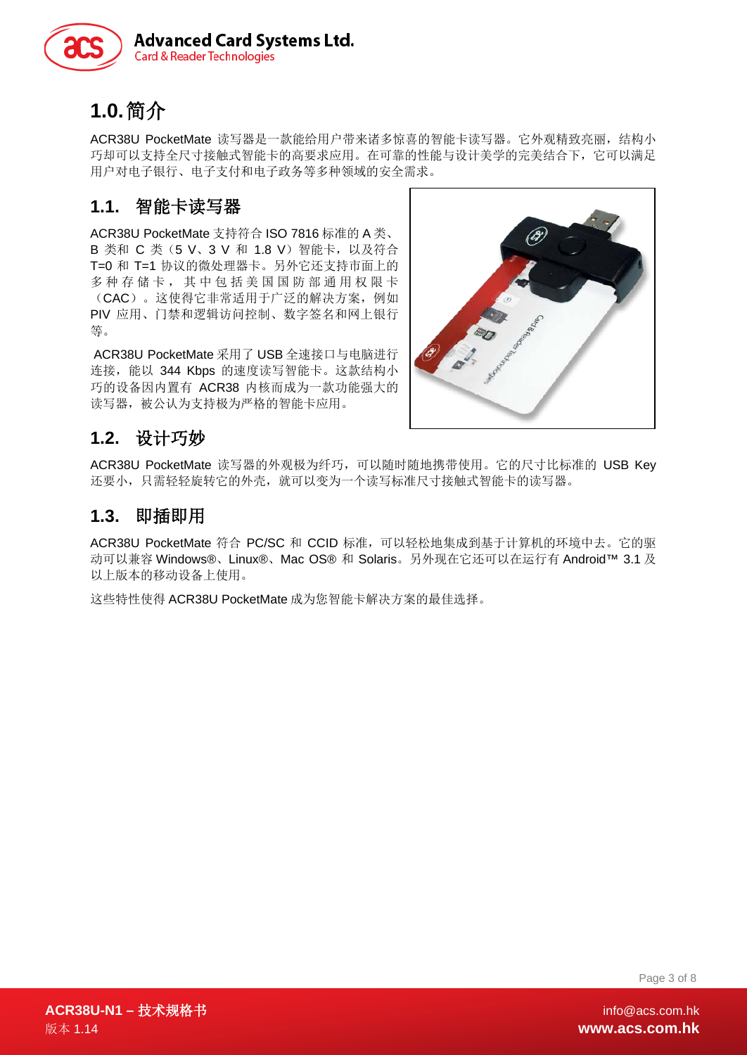# 1.0. 简介

ACR38U PocketMate 读写器是一款能给用户带来诸多惊喜的智能卡读写器。它外观精致亮丽，结构小巧却可以支持全尺寸接触式智能卡的高要求应用。在可靠的性能与设计美学的完美结合下，它可以满足用户对电子银行、电子支付和电子政务等多种领域的安全需求。

## 1.1. 智能卡读写器

ACR38U PocketMate 支持符合 ISO 7816 标准的 A 类、B 类和 C 类（5 V、3 V 和 1.8 V）智能卡，以及符合 T=0 和 T=1 协议的微处理器卡。另外它还支持市面上的多种存储卡，其中包括美国国防部通用权限卡（CAC）。这使得它非常适用于广泛的解决方案，例如 PIV 应用、门禁和逻辑访问控制、数字签名和网上银行等。

ACR38U PocketMate 采用了 USB 全速接口与电脑进行连接，能以 344 Kbps 的速度读写智能卡。这款结构小巧的设备因内置有 ACR38 内核而成为一款功能强大的读写器，被公认为支持极为严格的智能卡应用。

## 1.2. 设计巧妙

ACR38U PocketMate 读写器的外观极为纤巧，可以随时随地携带使用。它的尺寸比标准的 USB Key 还要小，只需轻轻旋转它的外壳，就可以变为一个读写标准尺寸接触式智能卡的读写器。

## 1.3. 即插即用

ACR38U PocketMate 符合 PC/SC 和 CCID 标准，可以轻松地集成到基于计算机的环境中去。它的驱动可以兼容 Windows®、Linux®、Mac OS® 和 Solaris。另外现在它还可以在运行有 Android™ 3.1 及以上版本的移动设备上使用。

这些特性使得 ACR38U PocketMate 成为您智能卡解决方案的最佳选择。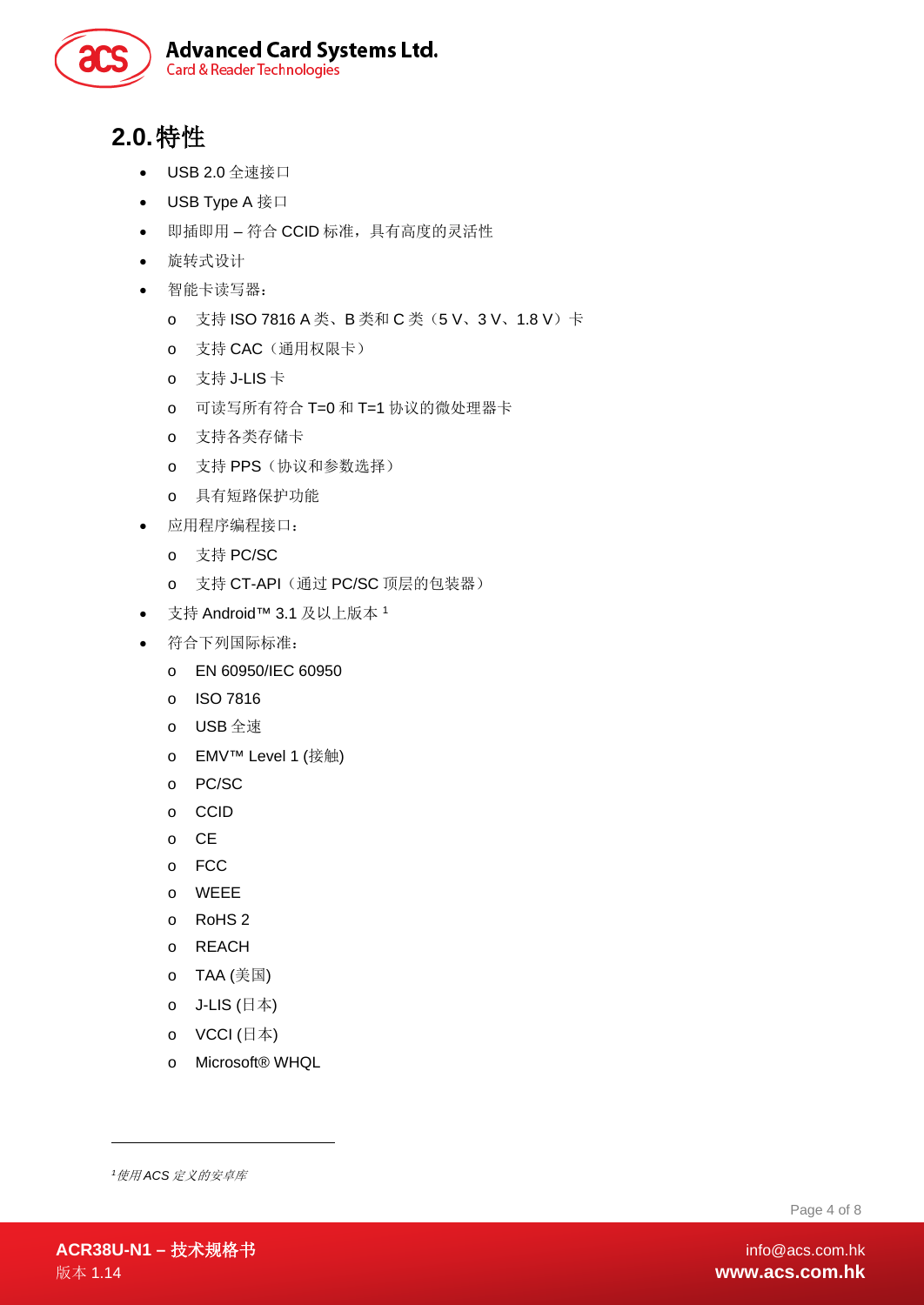## 2.0. 特性

- USB 2.0 全速接口
- USB Type A 接口
- 即插即用 – 符合 CCID 标准，具有高度的灵活性
- 旋转式设计
- 智能卡读写器：
  - 支持 ISO 7816 A 类、B 类和 C 类（5 V、3 V、1.8 V）卡
  - 支持 CAC（通用权限卡）
  - 支持 J-LIS 卡
  - 可读写所有符合 T=0 和 T=1 协议的微处理器卡
  - 支持各类存储卡
  - 支持 PPS（协议和参数选择）
  - 具有短路保护功能
- 应用程序编程接口：
  - 支持 PC/SC
  - 支持 CT-API（通过 PC/SC 顶层的包装器）
- 支持 Android™ 3.1 及以上版本 [1]
- 符合下列国际标准：
  - EN 60950/IEC 60950
  - ISO 7816
  - USB 全速
  - EMV™ Level 1 (接触)
  - PC/SC
  - CCID
  - CE
  - FCC
  - WEEE
  - RoHS 2
  - REACH
  - TAA (美国)
  - J-LIS (日本)
  - VCCI (日本)
  - Microsoft® WHQL

---

[1] *使用 ACS 定义的安卓库*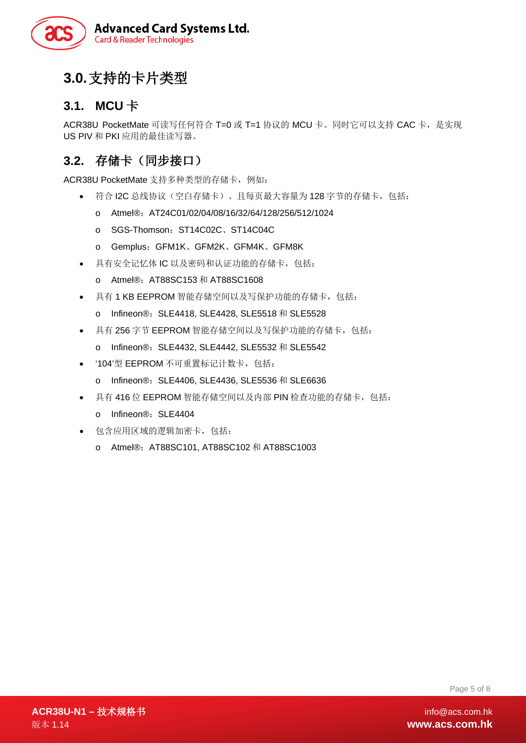# 3.0. 支持的卡片类型

## 3.1. MCU 卡

ACR38U PocketMate 可读写任何符合 T=0 或 T=1 协议的 MCU 卡。同时它可以支持 CAC 卡，是实现 US PIV 和 PKI 应用的最佳读写器。

## 3.2. 存储卡（同步接口）

ACR38U PocketMate 支持多种类型的存储卡，例如：

- 符合 I2C 总线协议（空白存储卡）、且每页最大容量为 128 字节的存储卡，包括：
    - Atmel®：AT24C01/02/04/08/16/32/64/128/256/512/1024
    - SGS-Thomson：ST14C02C、ST14C04C
    - Gemplus：GFM1K、GFM2K、GFM4K、GFM8K
- 具有安全记忆体 IC 以及密码和认证功能的存储卡，包括：
    - Atmel®：AT88SC153 和 AT88SC1608
- 具有 1 KB EEPROM 智能存储空间以及写保护功能的存储卡，包括：
    - Infineon®：SLE4418, SLE4428, SLE5518 和 SLE5528
- 具有 256 字节 EEPROM 智能存储空间以及写保护功能的存储卡，包括：
    - Infineon®：SLE4432, SLE4442, SLE5532 和 SLE5542
- '104'型 EEPROM 不可重置标记计数卡，包括：
    - Infineon®：SLE4406, SLE4436, SLE5536 和 SLE6636
- 具有 416 位 EEPROM 智能存储空间以及内部 PIN 检查功能的存储卡，包括：
    - Infineon®：SLE4404
- 包含应用区域的逻辑加密卡，包括：
    - Atmel®：AT88SC101, AT88SC102 和 AT88SC1003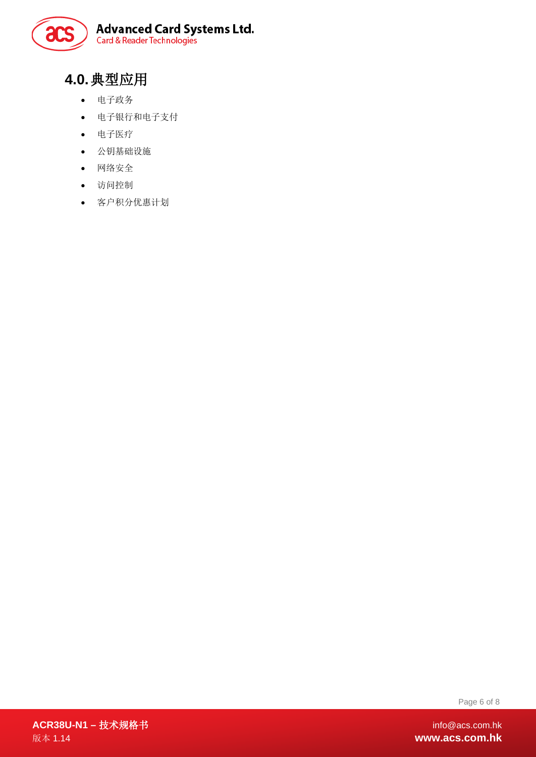# 4.0. 典型应用

- 电子政务
- 电子银行和电子支付
- 电子医疗
- 公钥基础设施
- 网络安全
- 访问控制
- 客户积分优惠计划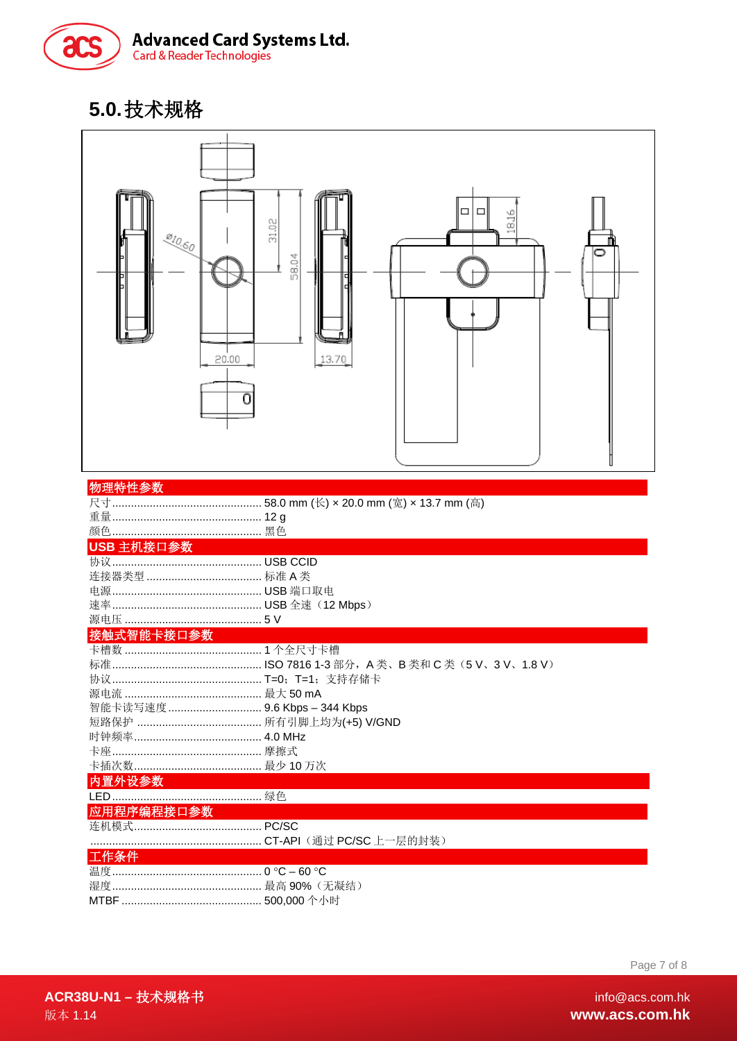# 5.0. 技术规格

### 物理特性参数

尺寸................................................ 58.0 mm (长) × 20.0 mm (宽) × 13.7 mm (高)
重量................................................ 12 g
颜色................................................ 黑色

### USB 主机接口参数

协议................................................ USB CCID
连接器类型..................................... 标准 A 类
电源................................................ USB 端口取电
速率................................................ USB 全速（12 Mbps）
源电压............................................ 5 V

### 接触式智能卡接口参数

卡槽数............................................ 1 个全尺寸卡槽
标准................................................ ISO 7816 1-3 部分，A 类、B 类和 C 类（5 V、3 V、1.8 V）
协议................................................ T=0；T=1；支持存储卡
源电流............................................ 最大 50 mA
智能卡读写速度.............................. 9.6 Kbps – 344 Kbps
短路保护 ........................................ 所有引脚上均为(+5) V/GND
时钟频率......................................... 4.0 MHz
卡座................................................ 摩擦式
卡插次数......................................... 最少 10 万次

### 内置外设参数

LED................................................ 绿色

### 应用程序编程接口参数

连机模式......................................... PC/SC
....................................................... CT-API（通过 PC/SC 上一层的封装）

### 工作条件

温度................................................ 0 °C – 60 °C
湿度................................................ 最高 90%（无凝结）
MTBF ............................................. 500,000 个小时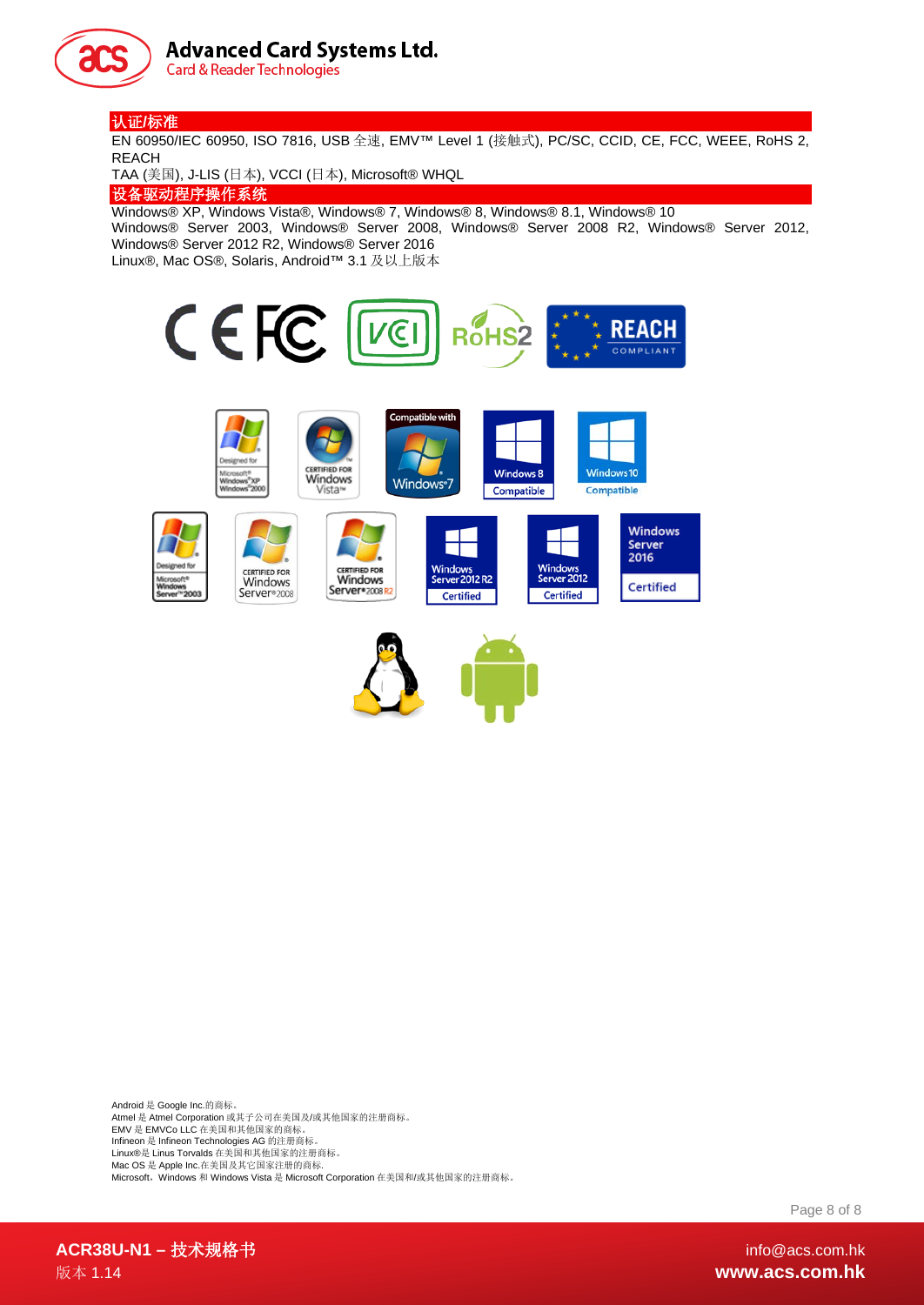## 认证/标准

EN 60950/IEC 60950, ISO 7816, USB 全速, EMV™ Level 1 (接触式), PC/SC, CCID, CE, FCC, WEEE, RoHS 2, REACH
TAA (美国), J-LIS (日本), VCCI (日本), Microsoft® WHQL

## 设备驱动程序操作系统

Windows® XP, Windows Vista®, Windows® 7, Windows® 8, Windows® 8.1, Windows® 10
Windows® Server 2003, Windows® Server 2008, Windows® Server 2008 R2, Windows® Server 2012, Windows® Server 2012 R2, Windows® Server 2016
Linux®, Mac OS®, Solaris, Android™ 3.1 及以上版本

Android 是 Google Inc.的商标。
Atmel 是 Atmel Corporation 或其子公司在美国及/或其他国家的注册商标。
EMV 是 EMVCo LLC 在美国和其他国家的商标。
Infineon 是 Infineon Technologies AG 的注册商标。
Linux®是 Linus Torvalds 在美国和其他国家的注册商标。
Mac OS 是 Apple Inc.在美国及其它国家注册的商标.
Microsoft，Windows 和 Windows Vista 是 Microsoft Corporation 在美国和/或其他国家的注册商标。